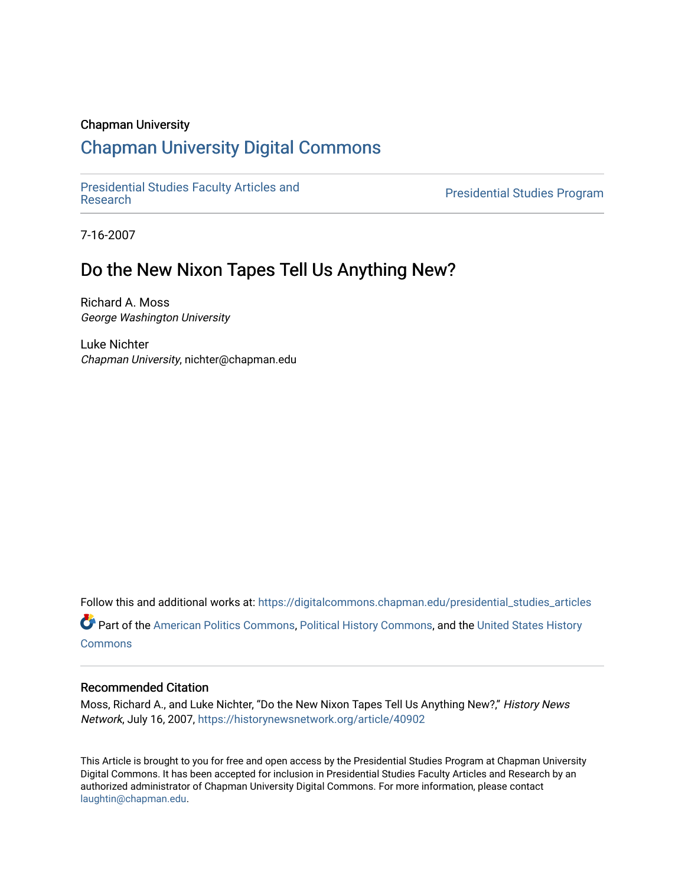Chapman University

# Chapman University Digital Commons

Presidential Studies Faculty Articles and Research

Presidential Studies Program

7-16-2007

## Do the New Nixon Tapes Tell Us Anything New?

Richard A. Moss
*George Washington University*

Luke Nichter
*Chapman University*, nichter@chapman.edu

Follow this and additional works at: https://digitalcommons.chapman.edu/presidential_studies_articles

Part of the American Politics Commons, Political History Commons, and the United States History Commons

### Recommended Citation

Moss, Richard A., and Luke Nichter, "Do the New Nixon Tapes Tell Us Anything New?," *History News Network*, July 16, 2007, https://historynewsnetwork.org/article/40902

This Article is brought to you for free and open access by the Presidential Studies Program at Chapman University Digital Commons. It has been accepted for inclusion in Presidential Studies Faculty Articles and Research by an authorized administrator of Chapman University Digital Commons. For more information, please contact laughtin@chapman.edu.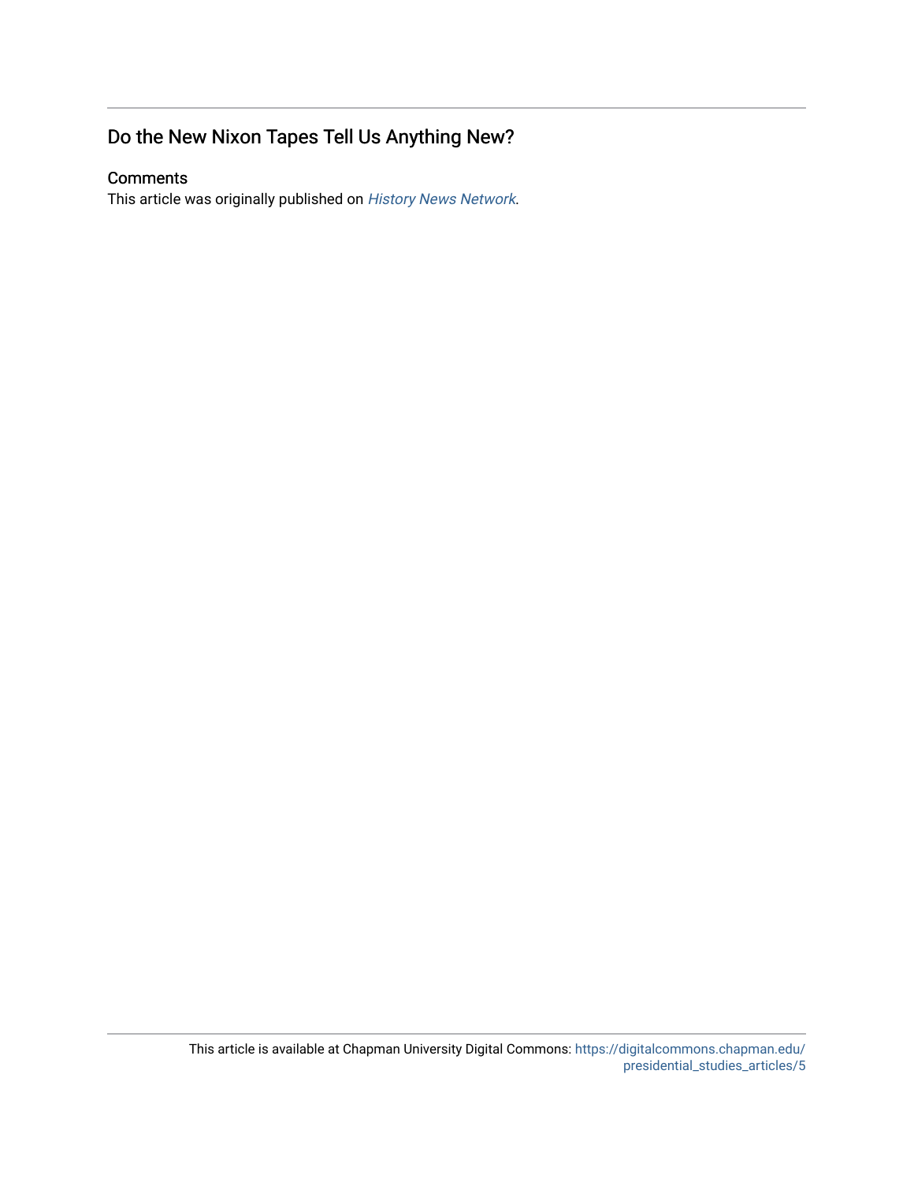## Do the New Nixon Tapes Tell Us Anything New?

### Comments

This article was originally published on *History News Network*.

This article is available at Chapman University Digital Commons: https://digitalcommons.chapman.edu/presidential_studies_articles/5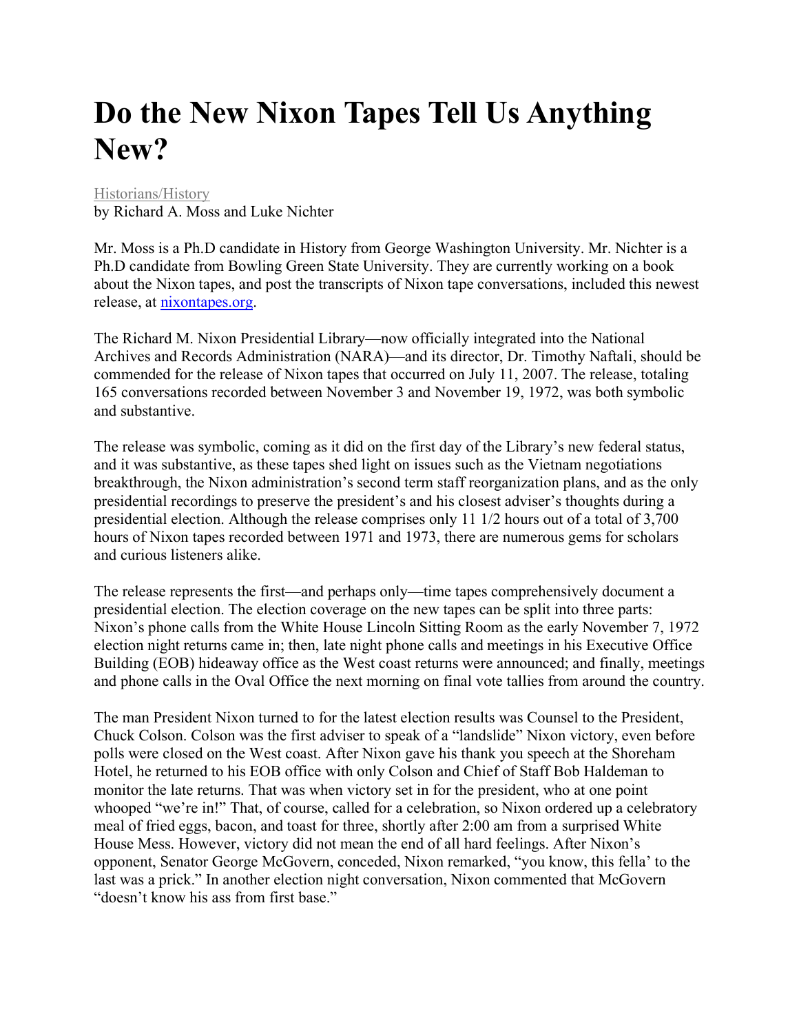# Do the New Nixon Tapes Tell Us Anything New?

Historians/History
by Richard A. Moss and Luke Nichter

Mr. Moss is a Ph.D candidate in History from George Washington University. Mr. Nichter is a Ph.D candidate from Bowling Green State University. They are currently working on a book about the Nixon tapes, and post the transcripts of Nixon tape conversations, included this newest release, at nixontapes.org.

The Richard M. Nixon Presidential Library—now officially integrated into the National Archives and Records Administration (NARA)—and its director, Dr. Timothy Naftali, should be commended for the release of Nixon tapes that occurred on July 11, 2007. The release, totaling 165 conversations recorded between November 3 and November 19, 1972, was both symbolic and substantive.

The release was symbolic, coming as it did on the first day of the Library's new federal status, and it was substantive, as these tapes shed light on issues such as the Vietnam negotiations breakthrough, the Nixon administration's second term staff reorganization plans, and as the only presidential recordings to preserve the president's and his closest adviser's thoughts during a presidential election. Although the release comprises only 11 1/2 hours out of a total of 3,700 hours of Nixon tapes recorded between 1971 and 1973, there are numerous gems for scholars and curious listeners alike.

The release represents the first—and perhaps only—time tapes comprehensively document a presidential election. The election coverage on the new tapes can be split into three parts: Nixon's phone calls from the White House Lincoln Sitting Room as the early November 7, 1972 election night returns came in; then, late night phone calls and meetings in his Executive Office Building (EOB) hideaway office as the West coast returns were announced; and finally, meetings and phone calls in the Oval Office the next morning on final vote tallies from around the country.

The man President Nixon turned to for the latest election results was Counsel to the President, Chuck Colson. Colson was the first adviser to speak of a "landslide" Nixon victory, even before polls were closed on the West coast. After Nixon gave his thank you speech at the Shoreham Hotel, he returned to his EOB office with only Colson and Chief of Staff Bob Haldeman to monitor the late returns. That was when victory set in for the president, who at one point whooped "we're in!" That, of course, called for a celebration, so Nixon ordered up a celebratory meal of fried eggs, bacon, and toast for three, shortly after 2:00 am from a surprised White House Mess. However, victory did not mean the end of all hard feelings. After Nixon's opponent, Senator George McGovern, conceded, Nixon remarked, "you know, this fella' to the last was a prick." In another election night conversation, Nixon commented that McGovern "doesn't know his ass from first base."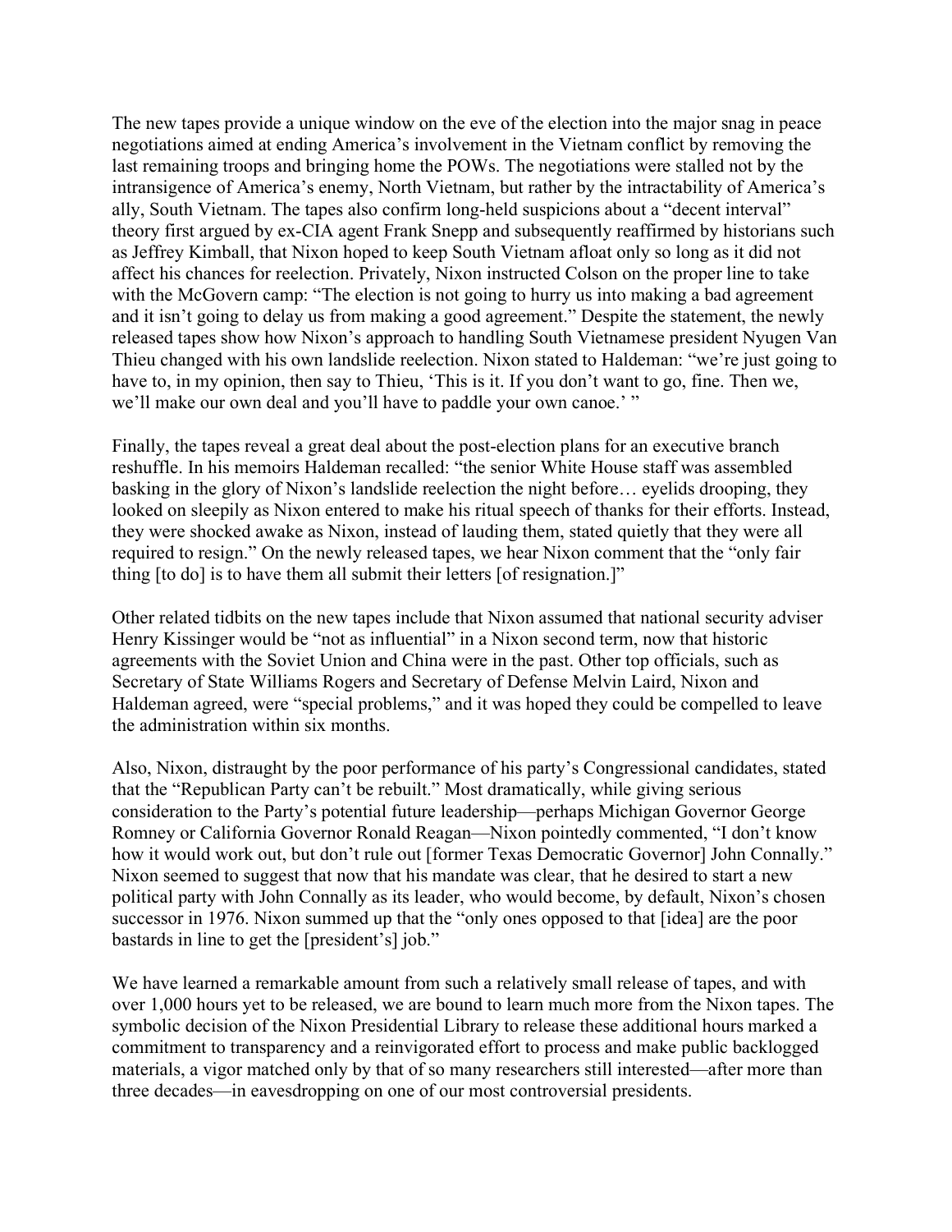The new tapes provide a unique window on the eve of the election into the major snag in peace negotiations aimed at ending America's involvement in the Vietnam conflict by removing the last remaining troops and bringing home the POWs. The negotiations were stalled not by the intransigence of America's enemy, North Vietnam, but rather by the intractability of America's ally, South Vietnam. The tapes also confirm long-held suspicions about a "decent interval" theory first argued by ex-CIA agent Frank Snepp and subsequently reaffirmed by historians such as Jeffrey Kimball, that Nixon hoped to keep South Vietnam afloat only so long as it did not affect his chances for reelection. Privately, Nixon instructed Colson on the proper line to take with the McGovern camp: "The election is not going to hurry us into making a bad agreement and it isn't going to delay us from making a good agreement." Despite the statement, the newly released tapes show how Nixon's approach to handling South Vietnamese president Nyugen Van Thieu changed with his own landslide reelection. Nixon stated to Haldeman: "we're just going to have to, in my opinion, then say to Thieu, 'This is it. If you don't want to go, fine. Then we, we'll make our own deal and you'll have to paddle your own canoe.' "

Finally, the tapes reveal a great deal about the post-election plans for an executive branch reshuffle. In his memoirs Haldeman recalled: "the senior White House staff was assembled basking in the glory of Nixon's landslide reelection the night before… eyelids drooping, they looked on sleepily as Nixon entered to make his ritual speech of thanks for their efforts. Instead, they were shocked awake as Nixon, instead of lauding them, stated quietly that they were all required to resign." On the newly released tapes, we hear Nixon comment that the "only fair thing [to do] is to have them all submit their letters [of resignation.]"

Other related tidbits on the new tapes include that Nixon assumed that national security adviser Henry Kissinger would be "not as influential" in a Nixon second term, now that historic agreements with the Soviet Union and China were in the past. Other top officials, such as Secretary of State Williams Rogers and Secretary of Defense Melvin Laird, Nixon and Haldeman agreed, were "special problems," and it was hoped they could be compelled to leave the administration within six months.

Also, Nixon, distraught by the poor performance of his party's Congressional candidates, stated that the "Republican Party can't be rebuilt." Most dramatically, while giving serious consideration to the Party's potential future leadership—perhaps Michigan Governor George Romney or California Governor Ronald Reagan—Nixon pointedly commented, "I don't know how it would work out, but don't rule out [former Texas Democratic Governor] John Connally." Nixon seemed to suggest that now that his mandate was clear, that he desired to start a new political party with John Connally as its leader, who would become, by default, Nixon's chosen successor in 1976. Nixon summed up that the "only ones opposed to that [idea] are the poor bastards in line to get the [president's] job."

We have learned a remarkable amount from such a relatively small release of tapes, and with over 1,000 hours yet to be released, we are bound to learn much more from the Nixon tapes. The symbolic decision of the Nixon Presidential Library to release these additional hours marked a commitment to transparency and a reinvigorated effort to process and make public backlogged materials, a vigor matched only by that of so many researchers still interested—after more than three decades—in eavesdropping on one of our most controversial presidents.